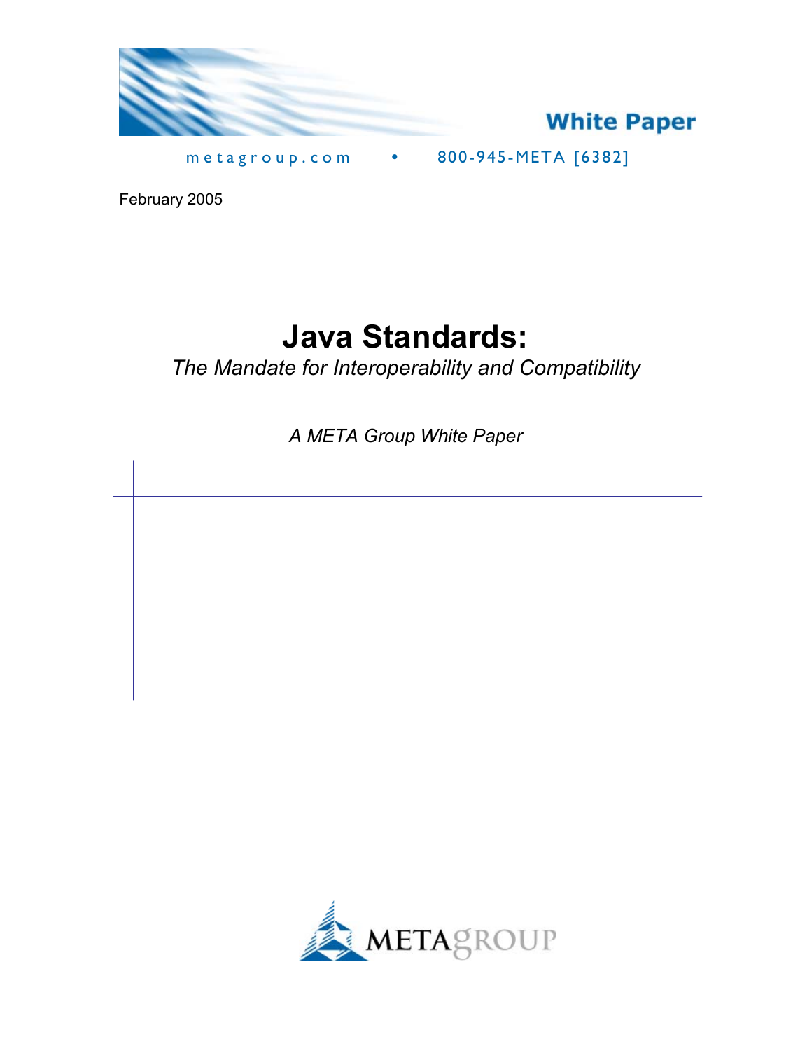White Paper

metagroup.com • 800-945-META [6382]

February 2005

# Java Standards:

*The Mandate for Interoperability and Compatibility*

*A META Group White Paper*

METAGROUP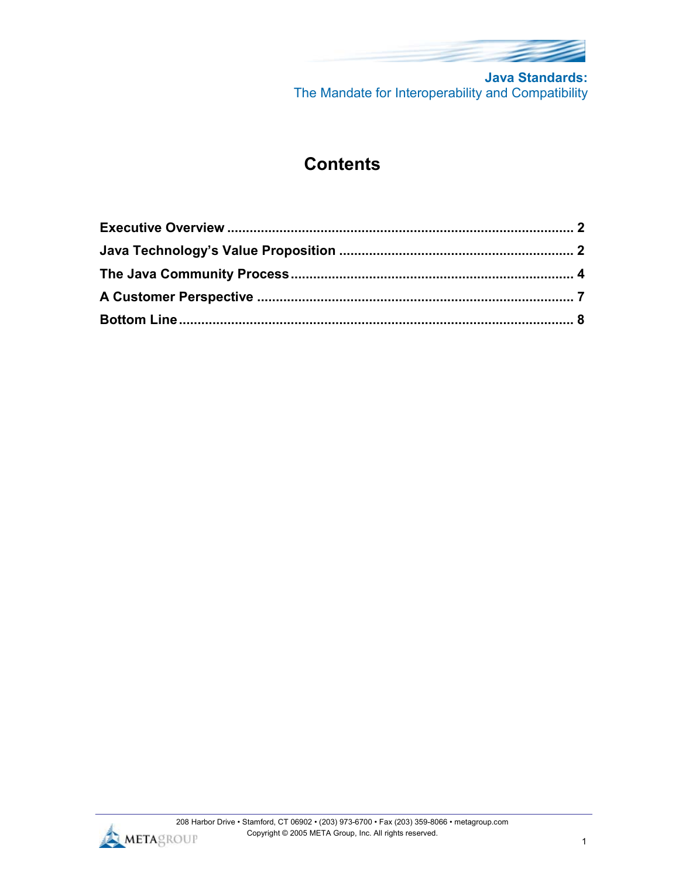# Contents

| | |
|---|---|
| **Executive Overview** | **2** |
| **Java Technology's Value Proposition** | **2** |
| **The Java Community Process** | **4** |
| **A Customer Perspective** | **7** |
| **Bottom Line** | **8** |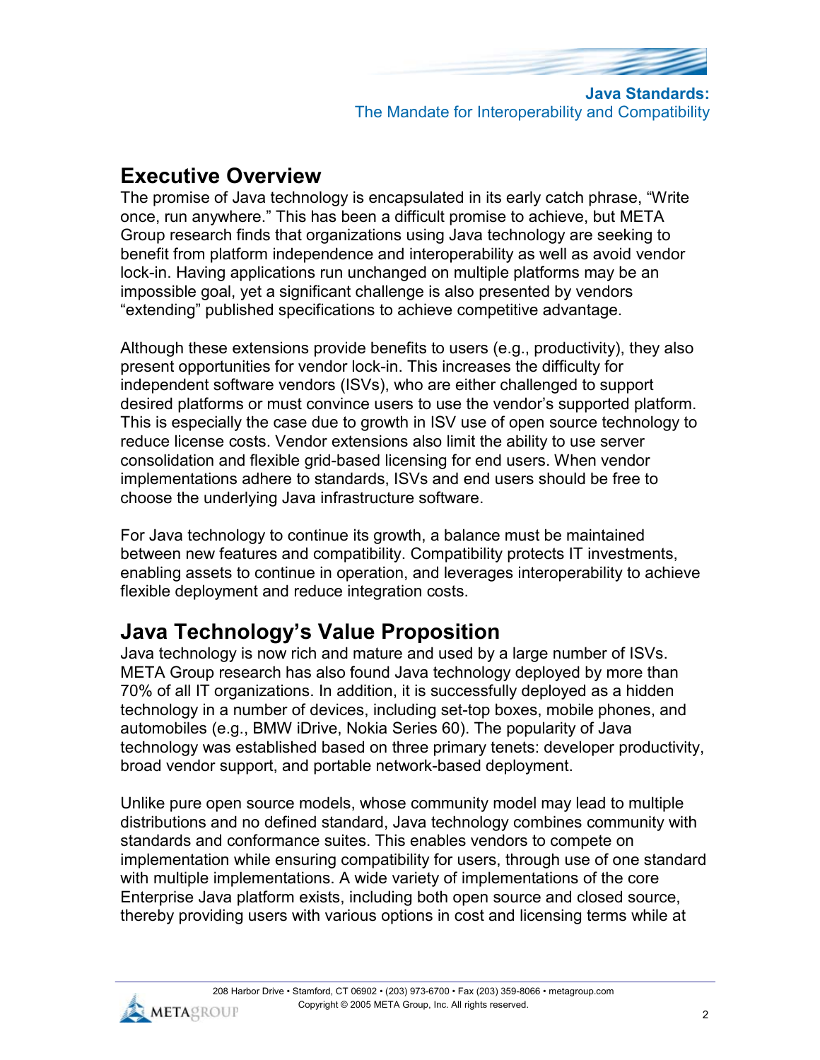## Executive Overview

The promise of Java technology is encapsulated in its early catch phrase, “Write once, run anywhere.” This has been a difficult promise to achieve, but META Group research finds that organizations using Java technology are seeking to benefit from platform independence and interoperability as well as avoid vendor lock-in. Having applications run unchanged on multiple platforms may be an impossible goal, yet a significant challenge is also presented by vendors “extending” published specifications to achieve competitive advantage.

Although these extensions provide benefits to users (e.g., productivity), they also present opportunities for vendor lock-in. This increases the difficulty for independent software vendors (ISVs), who are either challenged to support desired platforms or must convince users to use the vendor’s supported platform. This is especially the case due to growth in ISV use of open source technology to reduce license costs. Vendor extensions also limit the ability to use server consolidation and flexible grid-based licensing for end users. When vendor implementations adhere to standards, ISVs and end users should be free to choose the underlying Java infrastructure software.

For Java technology to continue its growth, a balance must be maintained between new features and compatibility. Compatibility protects IT investments, enabling assets to continue in operation, and leverages interoperability to achieve flexible deployment and reduce integration costs.

## Java Technology’s Value Proposition

Java technology is now rich and mature and used by a large number of ISVs. META Group research has also found Java technology deployed by more than 70% of all IT organizations. In addition, it is successfully deployed as a hidden technology in a number of devices, including set-top boxes, mobile phones, and automobiles (e.g., BMW iDrive, Nokia Series 60). The popularity of Java technology was established based on three primary tenets: developer productivity, broad vendor support, and portable network-based deployment.

Unlike pure open source models, whose community model may lead to multiple distributions and no defined standard, Java technology combines community with standards and conformance suites. This enables vendors to compete on implementation while ensuring compatibility for users, through use of one standard with multiple implementations. A wide variety of implementations of the core Enterprise Java platform exists, including both open source and closed source, thereby providing users with various options in cost and licensing terms while at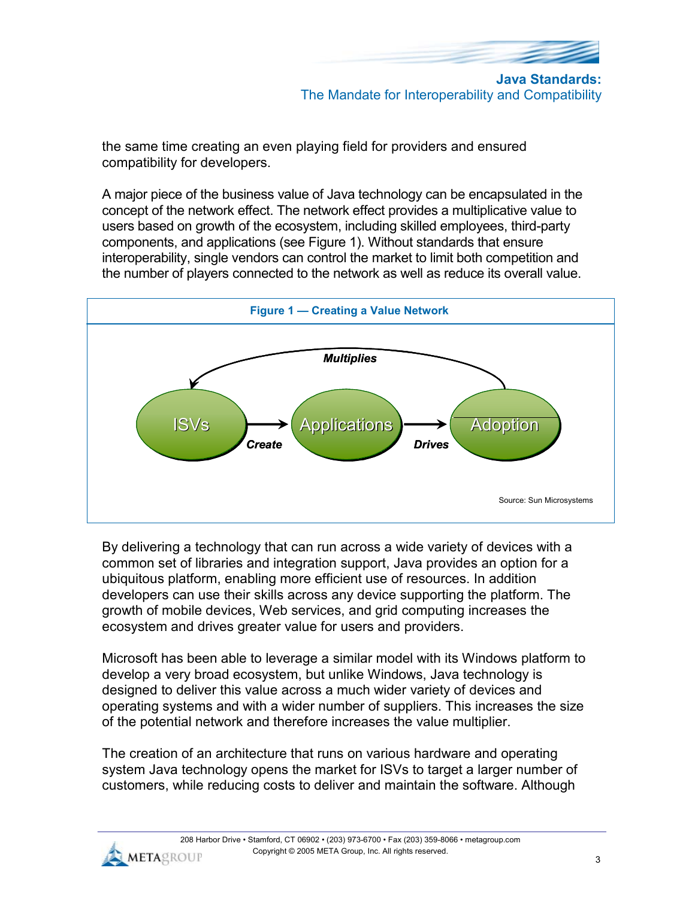the same time creating an even playing field for providers and ensured compatibility for developers.

A major piece of the business value of Java technology can be encapsulated in the concept of the network effect. The network effect provides a multiplicative value to users based on growth of the ecosystem, including skilled employees, third-party components, and applications (see Figure 1). Without standards that ensure interoperability, single vendors can control the market to limit both competition and the number of players connected to the network as well as reduce its overall value.

**Figure 1 — Creating a Value Network**

ISVs → *Create* → Applications → *Drives* → Adoption → *Multiplies* → ISVs

Source: Sun Microsystems

By delivering a technology that can run across a wide variety of devices with a common set of libraries and integration support, Java provides an option for a ubiquitous platform, enabling more efficient use of resources. In addition developers can use their skills across any device supporting the platform. The growth of mobile devices, Web services, and grid computing increases the ecosystem and drives greater value for users and providers.

Microsoft has been able to leverage a similar model with its Windows platform to develop a very broad ecosystem, but unlike Windows, Java technology is designed to deliver this value across a much wider variety of devices and operating systems and with a wider number of suppliers. This increases the size of the potential network and therefore increases the value multiplier.

The creation of an architecture that runs on various hardware and operating system Java technology opens the market for ISVs to target a larger number of customers, while reducing costs to deliver and maintain the software. Although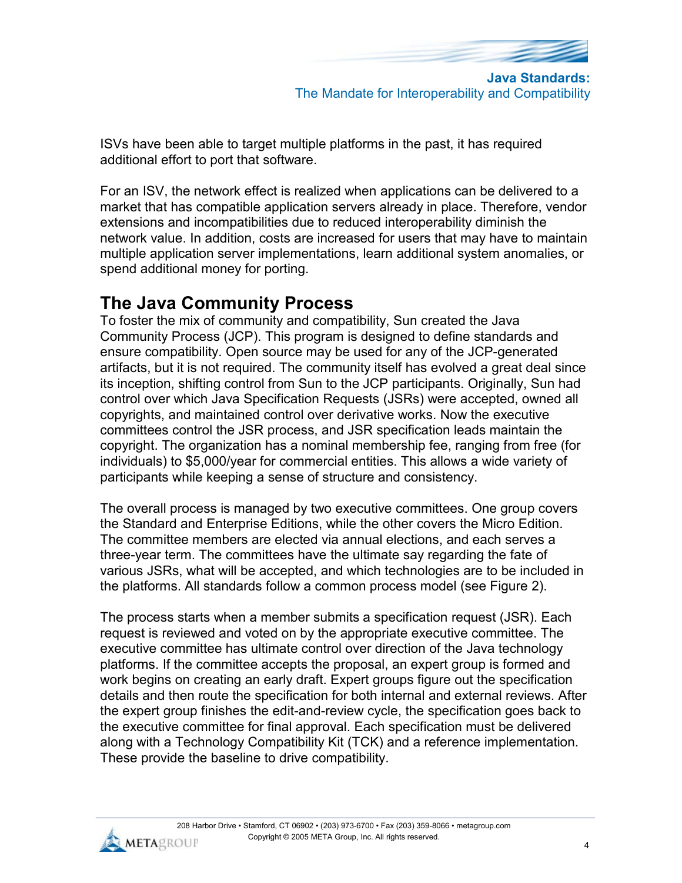ISVs have been able to target multiple platforms in the past, it has required additional effort to port that software.

For an ISV, the network effect is realized when applications can be delivered to a market that has compatible application servers already in place. Therefore, vendor extensions and incompatibilities due to reduced interoperability diminish the network value. In addition, costs are increased for users that may have to maintain multiple application server implementations, learn additional system anomalies, or spend additional money for porting.

## The Java Community Process

To foster the mix of community and compatibility, Sun created the Java Community Process (JCP). This program is designed to define standards and ensure compatibility. Open source may be used for any of the JCP-generated artifacts, but it is not required. The community itself has evolved a great deal since its inception, shifting control from Sun to the JCP participants. Originally, Sun had control over which Java Specification Requests (JSRs) were accepted, owned all copyrights, and maintained control over derivative works. Now the executive committees control the JSR process, and JSR specification leads maintain the copyright. The organization has a nominal membership fee, ranging from free (for individuals) to $5,000/year for commercial entities. This allows a wide variety of participants while keeping a sense of structure and consistency.

The overall process is managed by two executive committees. One group covers the Standard and Enterprise Editions, while the other covers the Micro Edition. The committee members are elected via annual elections, and each serves a three-year term. The committees have the ultimate say regarding the fate of various JSRs, what will be accepted, and which technologies are to be included in the platforms. All standards follow a common process model (see Figure 2).

The process starts when a member submits a specification request (JSR). Each request is reviewed and voted on by the appropriate executive committee. The executive committee has ultimate control over direction of the Java technology platforms. If the committee accepts the proposal, an expert group is formed and work begins on creating an early draft. Expert groups figure out the specification details and then route the specification for both internal and external reviews. After the expert group finishes the edit-and-review cycle, the specification goes back to the executive committee for final approval. Each specification must be delivered along with a Technology Compatibility Kit (TCK) and a reference implementation. These provide the baseline to drive compatibility.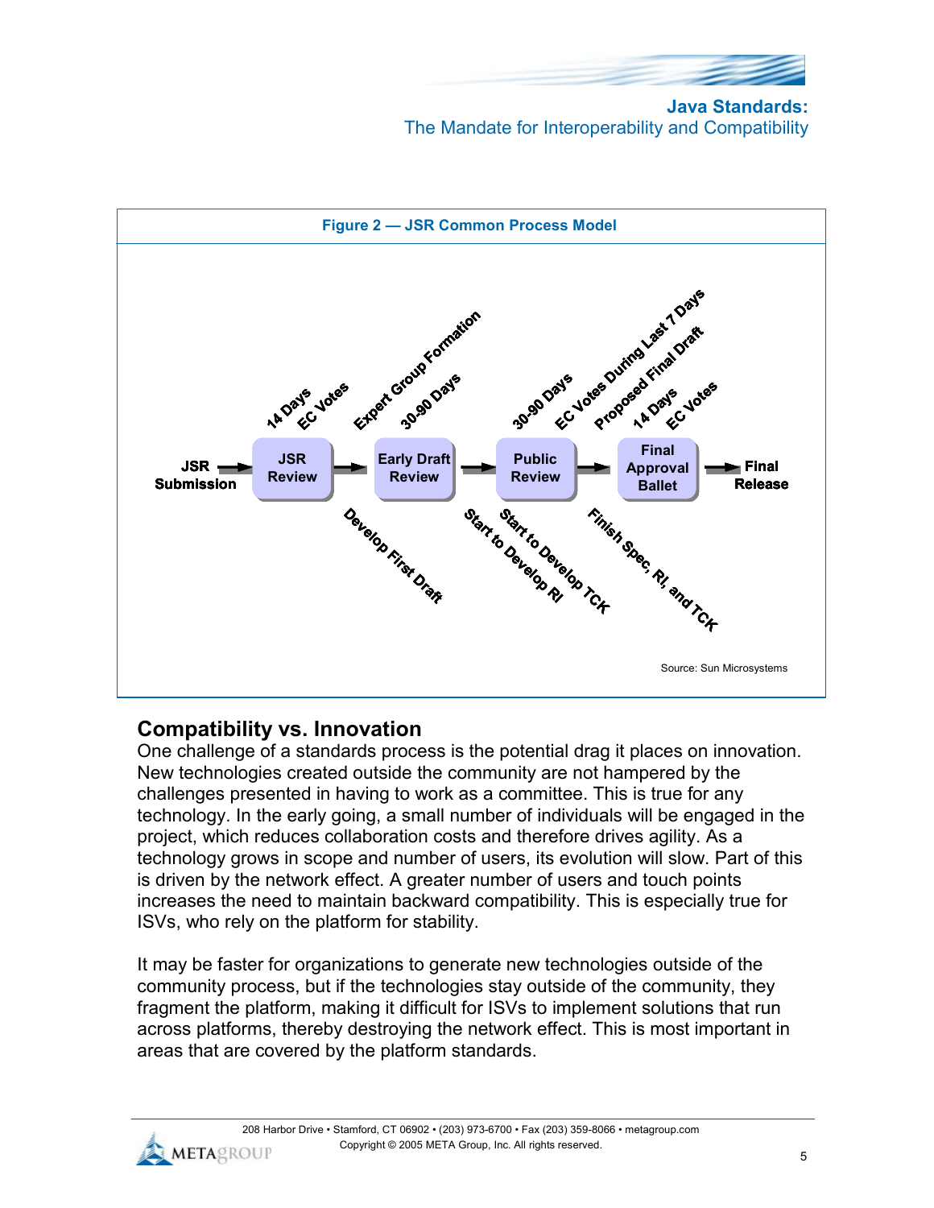**Figure 2 — JSR Common Process Model**

JSR Submission → JSR Review → Early Draft Review → Public Review → Final Approval Ballet → Final Release

- JSR Review: 14 Days, EC Votes
- Early Draft Review: Expert Group Formation, 30-90 Days; Develop First Draft
- Public Review: 30-90 Days, EC Votes During Last 7 Days; Start to Develop RI, Start to Develop TCK
- Final Approval Ballet: Proposed Final Draft, 14 Days, EC Votes; Finish Spec, RI, and TCK

Source: Sun Microsystems

## Compatibility vs. Innovation

One challenge of a standards process is the potential drag it places on innovation. New technologies created outside the community are not hampered by the challenges presented in having to work as a committee. This is true for any technology. In the early going, a small number of individuals will be engaged in the project, which reduces collaboration costs and therefore drives agility. As a technology grows in scope and number of users, its evolution will slow. Part of this is driven by the network effect. A greater number of users and touch points increases the need to maintain backward compatibility. This is especially true for ISVs, who rely on the platform for stability.

It may be faster for organizations to generate new technologies outside of the community process, but if the technologies stay outside of the community, they fragment the platform, making it difficult for ISVs to implement solutions that run across platforms, thereby destroying the network effect. This is most important in areas that are covered by the platform standards.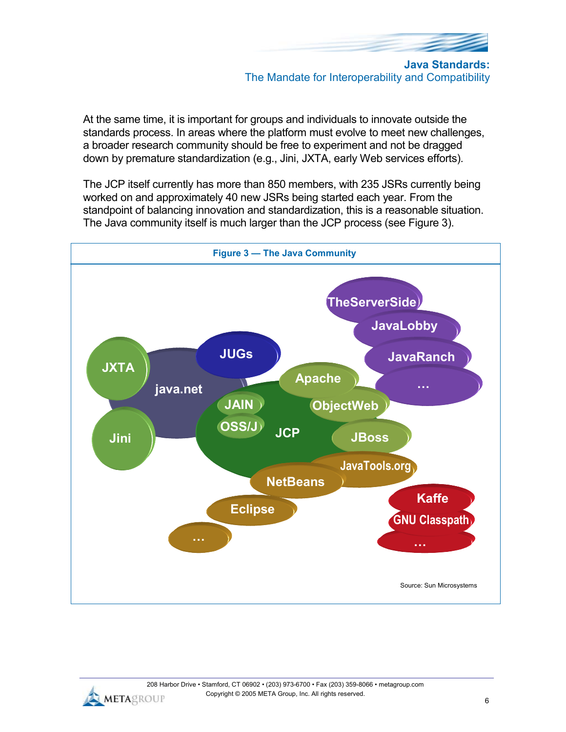At the same time, it is important for groups and individuals to innovate outside the standards process. In areas where the platform must evolve to meet new challenges, a broader research community should be free to experiment and not be dragged down by premature standardization (e.g., Jini, JXTA, early Web services efforts).

The JCP itself currently has more than 850 members, with 235 JSRs currently being worked on and approximately 40 new JSRs being started each year. From the standpoint of balancing innovation and standardization, this is a reasonable situation. The Java community itself is much larger than the JCP process (see Figure 3).

**Figure 3 — The Java Community**

TheServerSide, JavaLobby, JavaRanch, …, JXTA, java.net, JUGs, Jini, Apache, JAIN, ObjectWeb, OSS/J, JCP, JBoss, JavaTools.org, NetBeans, Eclipse, …, Kaffe, GNU Classpath, …

Source: Sun Microsystems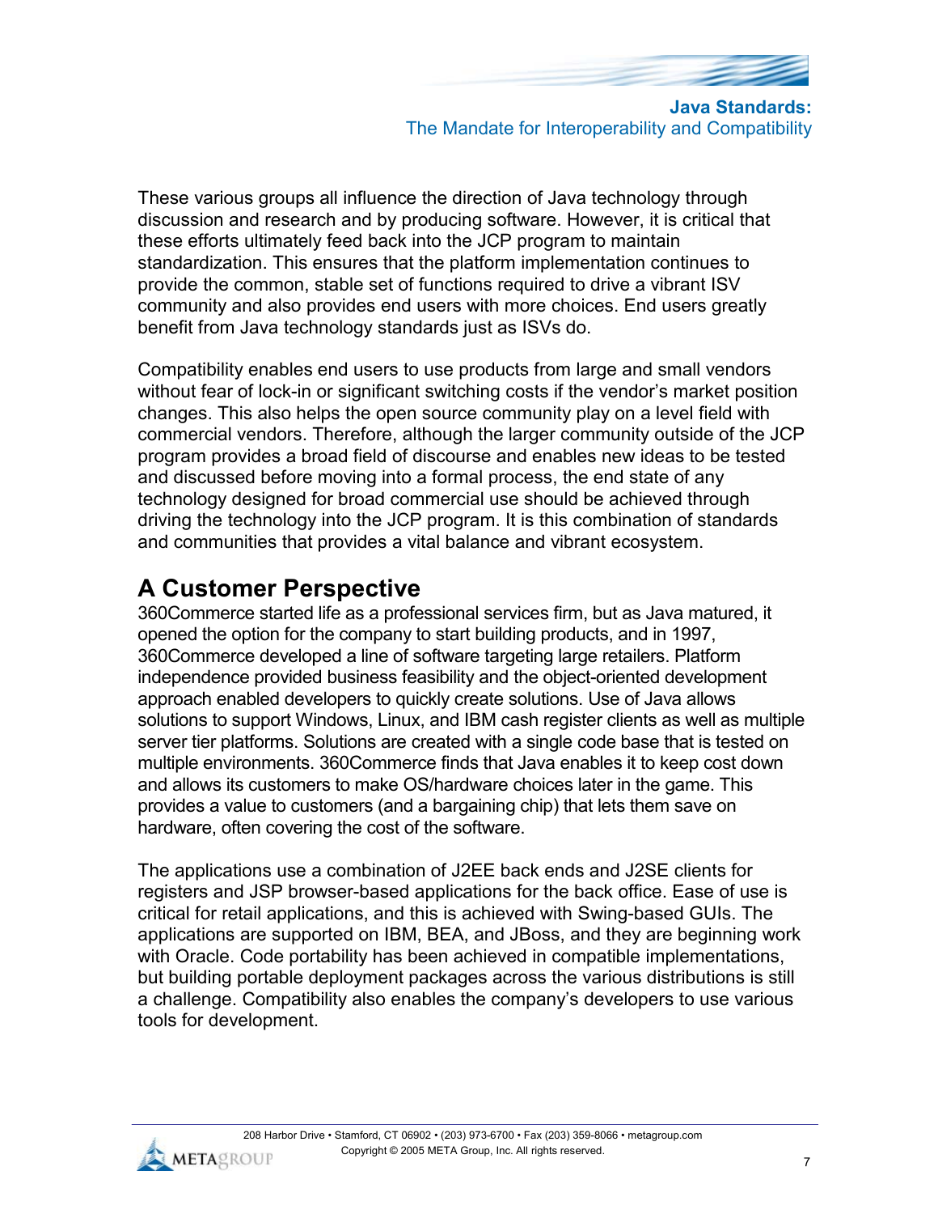These various groups all influence the direction of Java technology through discussion and research and by producing software. However, it is critical that these efforts ultimately feed back into the JCP program to maintain standardization. This ensures that the platform implementation continues to provide the common, stable set of functions required to drive a vibrant ISV community and also provides end users with more choices. End users greatly benefit from Java technology standards just as ISVs do.

Compatibility enables end users to use products from large and small vendors without fear of lock-in or significant switching costs if the vendor's market position changes. This also helps the open source community play on a level field with commercial vendors. Therefore, although the larger community outside of the JCP program provides a broad field of discourse and enables new ideas to be tested and discussed before moving into a formal process, the end state of any technology designed for broad commercial use should be achieved through driving the technology into the JCP program. It is this combination of standards and communities that provides a vital balance and vibrant ecosystem.

## A Customer Perspective

360Commerce started life as a professional services firm, but as Java matured, it opened the option for the company to start building products, and in 1997, 360Commerce developed a line of software targeting large retailers. Platform independence provided business feasibility and the object-oriented development approach enabled developers to quickly create solutions. Use of Java allows solutions to support Windows, Linux, and IBM cash register clients as well as multiple server tier platforms. Solutions are created with a single code base that is tested on multiple environments. 360Commerce finds that Java enables it to keep cost down and allows its customers to make OS/hardware choices later in the game. This provides a value to customers (and a bargaining chip) that lets them save on hardware, often covering the cost of the software.

The applications use a combination of J2EE back ends and J2SE clients for registers and JSP browser-based applications for the back office. Ease of use is critical for retail applications, and this is achieved with Swing-based GUIs. The applications are supported on IBM, BEA, and JBoss, and they are beginning work with Oracle. Code portability has been achieved in compatible implementations, but building portable deployment packages across the various distributions is still a challenge. Compatibility also enables the company's developers to use various tools for development.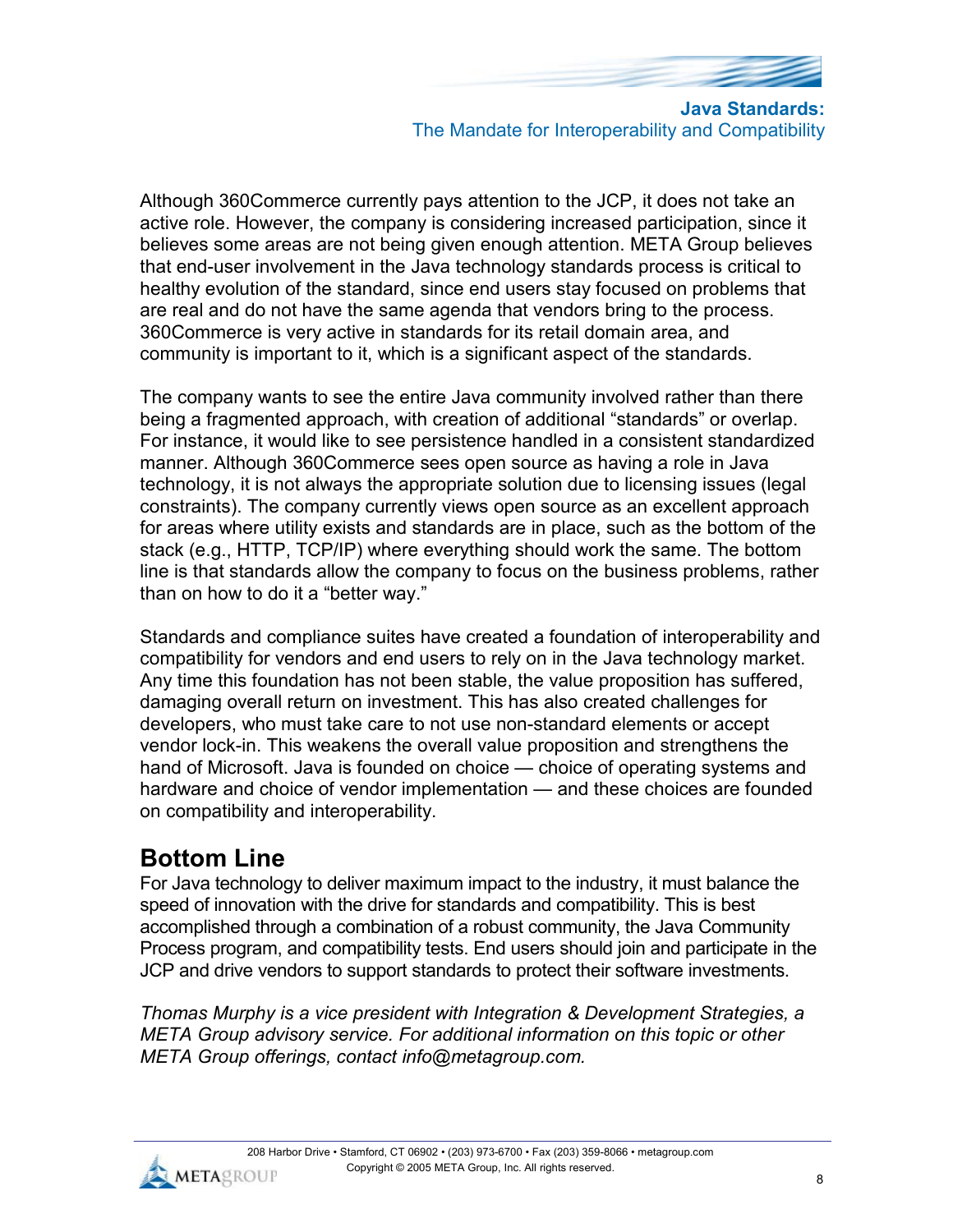Although 360Commerce currently pays attention to the JCP, it does not take an active role. However, the company is considering increased participation, since it believes some areas are not being given enough attention. META Group believes that end-user involvement in the Java technology standards process is critical to healthy evolution of the standard, since end users stay focused on problems that are real and do not have the same agenda that vendors bring to the process. 360Commerce is very active in standards for its retail domain area, and community is important to it, which is a significant aspect of the standards.

The company wants to see the entire Java community involved rather than there being a fragmented approach, with creation of additional "standards" or overlap. For instance, it would like to see persistence handled in a consistent standardized manner. Although 360Commerce sees open source as having a role in Java technology, it is not always the appropriate solution due to licensing issues (legal constraints). The company currently views open source as an excellent approach for areas where utility exists and standards are in place, such as the bottom of the stack (e.g., HTTP, TCP/IP) where everything should work the same. The bottom line is that standards allow the company to focus on the business problems, rather than on how to do it a "better way."

Standards and compliance suites have created a foundation of interoperability and compatibility for vendors and end users to rely on in the Java technology market. Any time this foundation has not been stable, the value proposition has suffered, damaging overall return on investment. This has also created challenges for developers, who must take care to not use non-standard elements or accept vendor lock-in. This weakens the overall value proposition and strengthens the hand of Microsoft. Java is founded on choice — choice of operating systems and hardware and choice of vendor implementation — and these choices are founded on compatibility and interoperability.

## Bottom Line

For Java technology to deliver maximum impact to the industry, it must balance the speed of innovation with the drive for standards and compatibility. This is best accomplished through a combination of a robust community, the Java Community Process program, and compatibility tests. End users should join and participate in the JCP and drive vendors to support standards to protect their software investments.

*Thomas Murphy is a vice president with Integration & Development Strategies, a META Group advisory service. For additional information on this topic or other META Group offerings, contact info@metagroup.com.*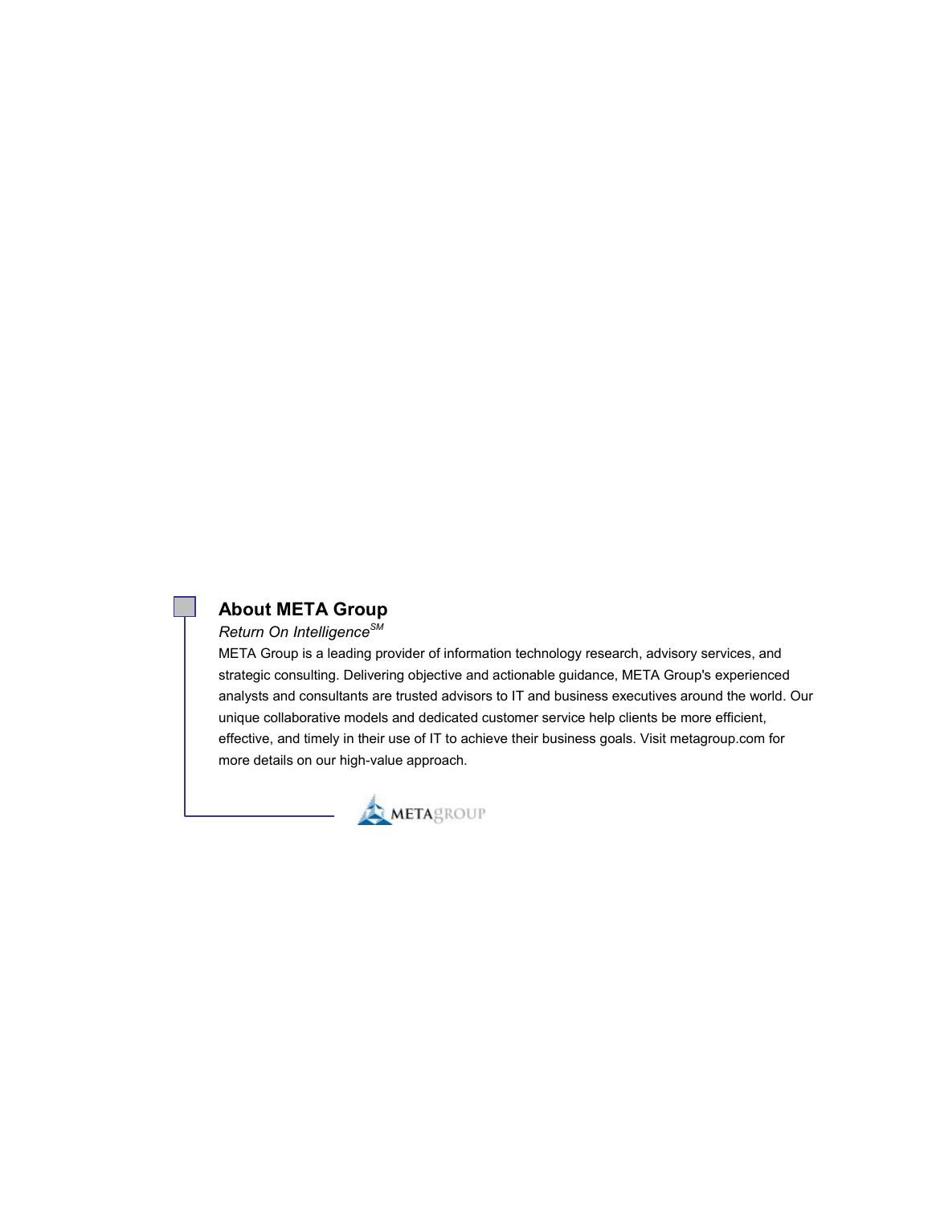## About META Group

*Return On Intelligence*[SM]

META Group is a leading provider of information technology research, advisory services, and strategic consulting. Delivering objective and actionable guidance, META Group's experienced analysts and consultants are trusted advisors to IT and business executives around the world. Our unique collaborative models and dedicated customer service help clients be more efficient, effective, and timely in their use of IT to achieve their business goals. Visit metagroup.com for more details on our high-value approach.

METAGROUP